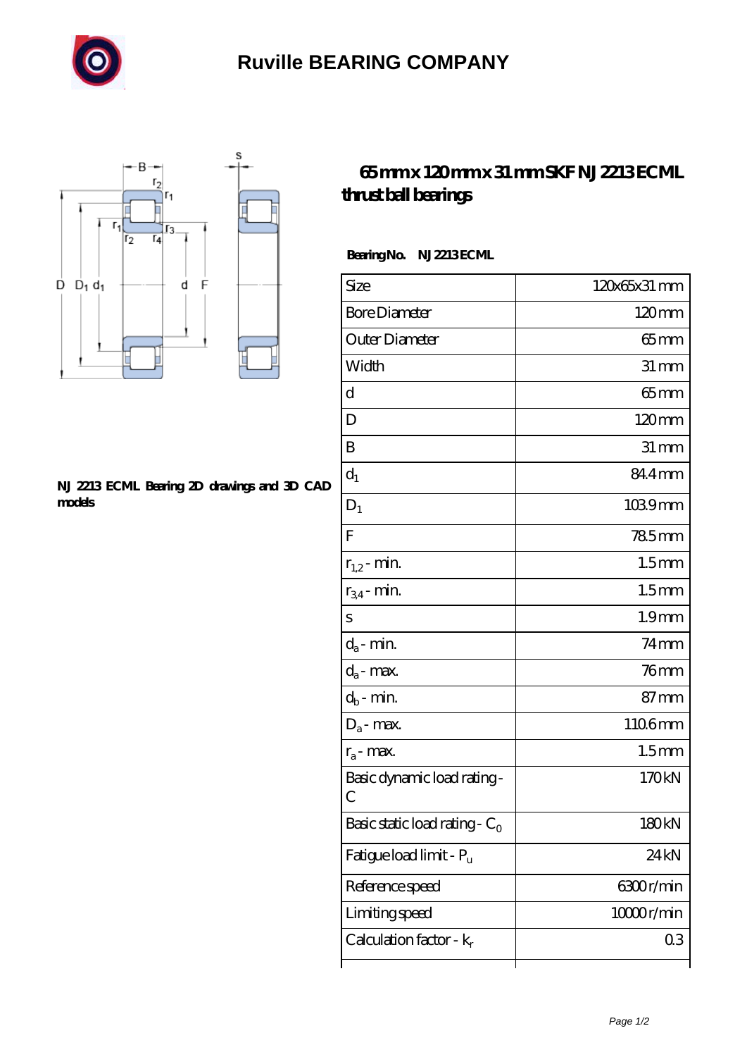# Ruville BEARING COMPANY

NJ 2213 ECML Bearing 2D drawings and 3D CAD models

## 65 mm x 120 mm x 31 mm SKF NJ 2213 ECML thrust ball bearings

**Bearing No. NJ 2213 ECML**

| Size | 120x65x31 mm |
|---|---|
| Bore Diameter | 120 mm |
| Outer Diameter | 65 mm |
| Width | 31 mm |
| d | 65 mm |
| D | 120 mm |
| B | 31 mm |
| $d_1$ | 84.4 mm |
| $D_1$ | 103.9 mm |
| F | 78.5 mm |
| $r_{1,2}$ - min. | 1.5 mm |
| $r_{3,4}$ - min. | 1.5 mm |
| s | 1.9 mm |
| $d_a$ - min. | 74 mm |
| $d_a$ - max. | 76 mm |
| $d_b$ - min. | 87 mm |
| $D_a$ - max. | 110.6 mm |
| $r_a$ - max. | 1.5 mm |
| Basic dynamic load rating - C | 170 kN |
| Basic static load rating - $C_0$ | 180 kN |
| Fatigue load limit - $P_u$ | 24 kN |
| Reference speed | 6300 r/min |
| Limiting speed | 10000 r/min |
| Calculation factor - $k_r$ | 0.3 |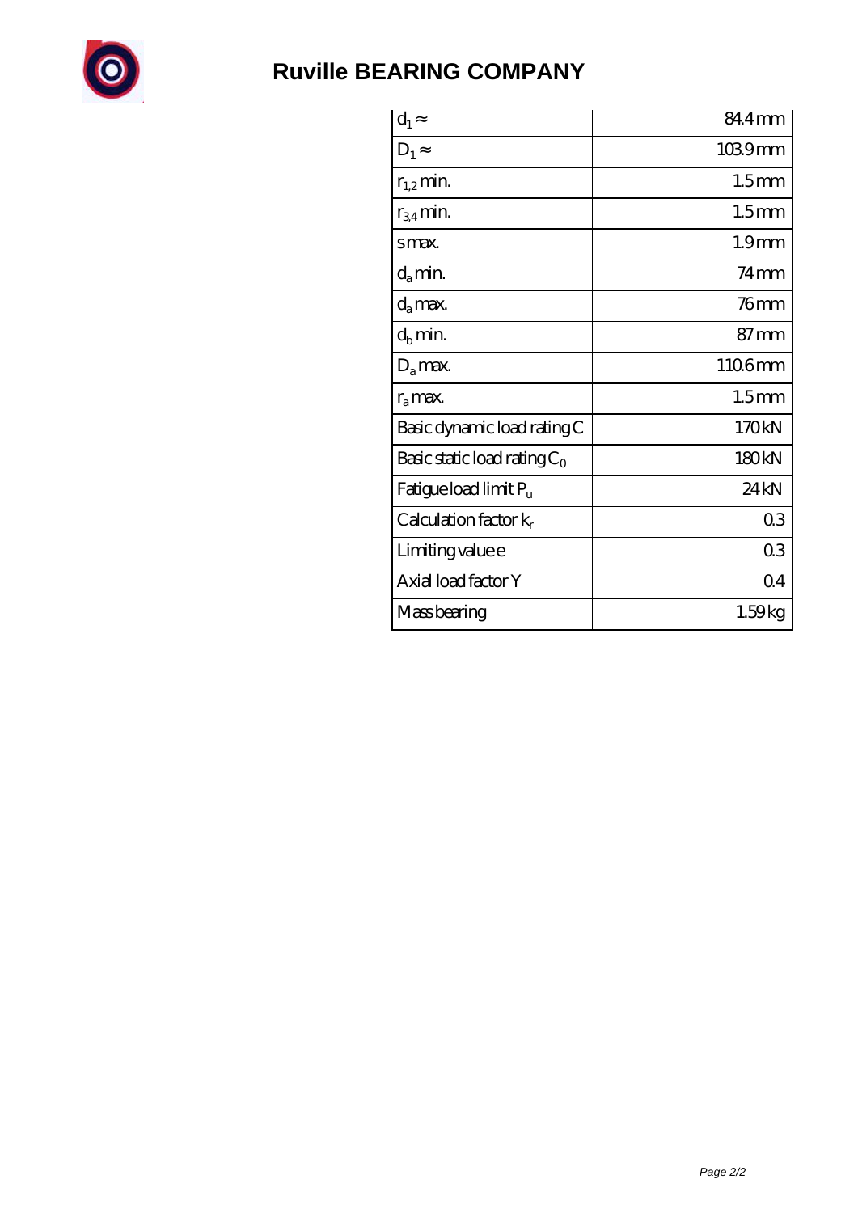# Ruville BEARING COMPANY

| | |
|---|---|
| $d_1 \approx$ | 84.4 mm |
| $D_1 \approx$ | 103.9 mm |
| $r_{1,2}$ min. | 1.5 mm |
| $r_{3,4}$ min. | 1.5 mm |
| s max. | 1.9 mm |
| $d_a$ min. | 74 mm |
| $d_a$ max. | 76 mm |
| $d_b$ min. | 87 mm |
| $D_a$ max. | 110.6 mm |
| $r_a$ max. | 1.5 mm |
| Basic dynamic load rating C | 170 kN |
| Basic static load rating $C_0$ | 180 kN |
| Fatigue load limit $P_u$ | 24 kN |
| Calculation factor $k_r$ | 0.3 |
| Limiting value e | 0.3 |
| Axial load factor Y | 0.4 |
| Mass bearing | 1.59 kg |